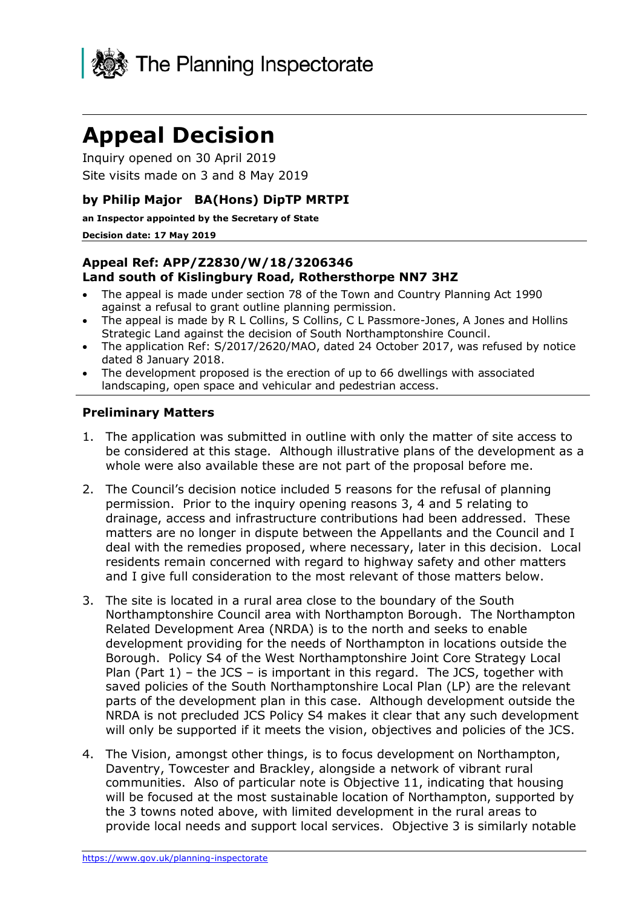The Planning Inspectorate

# Appeal Decision

Inquiry opened on 30 April 2019

Site visits made on 3 and 8 May 2019

### by Philip Major BA(Hons) DipTP MRTPI

**an Inspector appointed by the Secretary of State**

**Decision date: 17 May 2019**

**Appeal Ref: APP/Z2830/W/18/3206346**
**Land south of Kislingbury Road, Rothersthorpe NN7 3HZ**

- The appeal is made under section 78 of the Town and Country Planning Act 1990 against a refusal to grant outline planning permission.
- The appeal is made by R L Collins, S Collins, C L Passmore-Jones, A Jones and Hollins Strategic Land against the decision of South Northamptonshire Council.
- The application Ref: S/2017/2620/MAO, dated 24 October 2017, was refused by notice dated 8 January 2018.
- The development proposed is the erection of up to 66 dwellings with associated landscaping, open space and vehicular and pedestrian access.

## Preliminary Matters

1. The application was submitted in outline with only the matter of site access to be considered at this stage. Although illustrative plans of the development as a whole were also available these are not part of the proposal before me.

2. The Council's decision notice included 5 reasons for the refusal of planning permission. Prior to the inquiry opening reasons 3, 4 and 5 relating to drainage, access and infrastructure contributions had been addressed. These matters are no longer in dispute between the Appellants and the Council and I deal with the remedies proposed, where necessary, later in this decision. Local residents remain concerned with regard to highway safety and other matters and I give full consideration to the most relevant of those matters below.

3. The site is located in a rural area close to the boundary of the South Northamptonshire Council area with Northampton Borough. The Northampton Related Development Area (NRDA) is to the north and seeks to enable development providing for the needs of Northampton in locations outside the Borough. Policy S4 of the West Northamptonshire Joint Core Strategy Local Plan (Part 1) – the JCS – is important in this regard. The JCS, together with saved policies of the South Northamptonshire Local Plan (LP) are the relevant parts of the development plan in this case. Although development outside the NRDA is not precluded JCS Policy S4 makes it clear that any such development will only be supported if it meets the vision, objectives and policies of the JCS.

4. The Vision, amongst other things, is to focus development on Northampton, Daventry, Towcester and Brackley, alongside a network of vibrant rural communities. Also of particular note is Objective 11, indicating that housing will be focused at the most sustainable location of Northampton, supported by the 3 towns noted above, with limited development in the rural areas to provide local needs and support local services. Objective 3 is similarly notable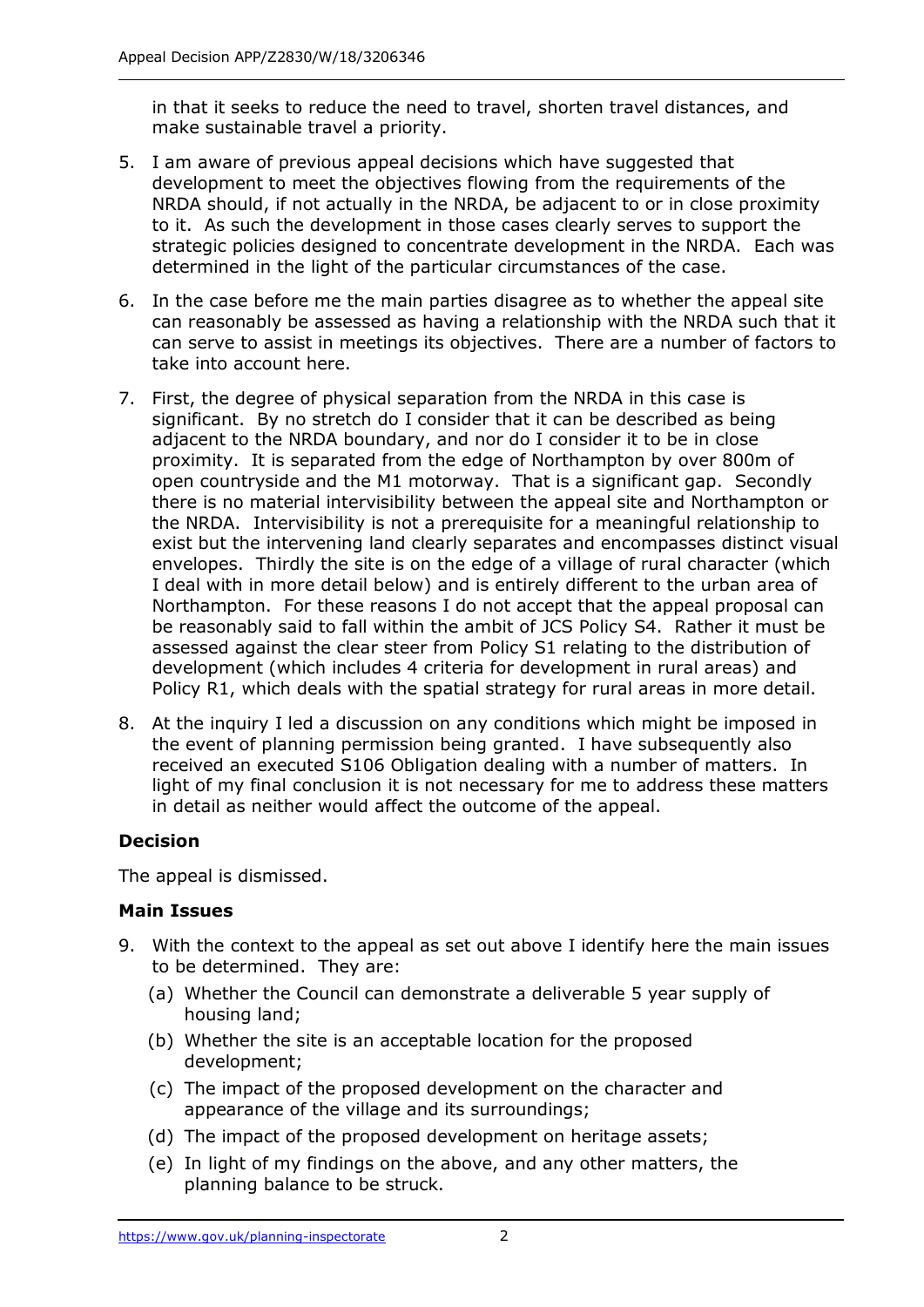in that it seeks to reduce the need to travel, shorten travel distances, and make sustainable travel a priority.

5. I am aware of previous appeal decisions which have suggested that development to meet the objectives flowing from the requirements of the NRDA should, if not actually in the NRDA, be adjacent to or in close proximity to it. As such the development in those cases clearly serves to support the strategic policies designed to concentrate development in the NRDA. Each was determined in the light of the particular circumstances of the case.

6. In the case before me the main parties disagree as to whether the appeal site can reasonably be assessed as having a relationship with the NRDA such that it can serve to assist in meetings its objectives. There are a number of factors to take into account here.

7. First, the degree of physical separation from the NRDA in this case is significant. By no stretch do I consider that it can be described as being adjacent to the NRDA boundary, and nor do I consider it to be in close proximity. It is separated from the edge of Northampton by over 800m of open countryside and the M1 motorway. That is a significant gap. Secondly there is no material intervisibility between the appeal site and Northampton or the NRDA. Intervisibility is not a prerequisite for a meaningful relationship to exist but the intervening land clearly separates and encompasses distinct visual envelopes. Thirdly the site is on the edge of a village of rural character (which I deal with in more detail below) and is entirely different to the urban area of Northampton. For these reasons I do not accept that the appeal proposal can be reasonably said to fall within the ambit of JCS Policy S4. Rather it must be assessed against the clear steer from Policy S1 relating to the distribution of development (which includes 4 criteria for development in rural areas) and Policy R1, which deals with the spatial strategy for rural areas in more detail.

8. At the inquiry I led a discussion on any conditions which might be imposed in the event of planning permission being granted. I have subsequently also received an executed S106 Obligation dealing with a number of matters. In light of my final conclusion it is not necessary for me to address these matters in detail as neither would affect the outcome of the appeal.

## Decision

The appeal is dismissed.

## Main Issues

9. With the context to the appeal as set out above I identify here the main issues to be determined. They are:
   - (a) Whether the Council can demonstrate a deliverable 5 year supply of housing land;
   - (b) Whether the site is an acceptable location for the proposed development;
   - (c) The impact of the proposed development on the character and appearance of the village and its surroundings;
   - (d) The impact of the proposed development on heritage assets;
   - (e) In light of my findings on the above, and any other matters, the planning balance to be struck.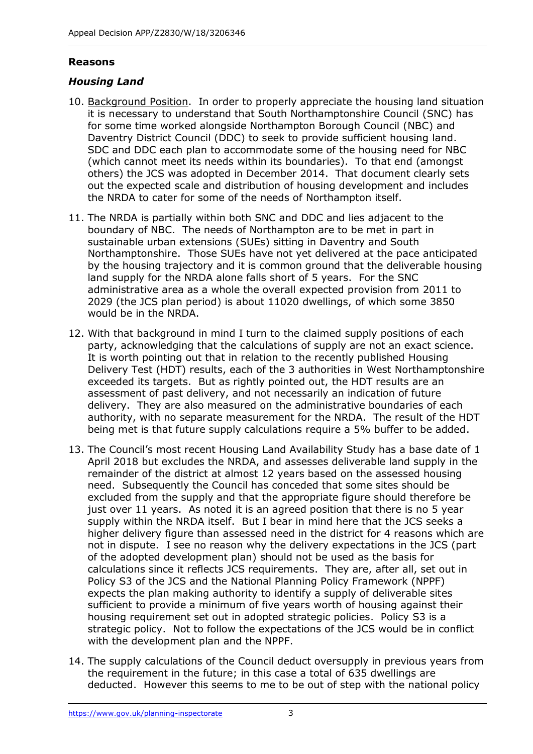## Reasons

### *Housing Land*

10. Background Position. In order to properly appreciate the housing land situation it is necessary to understand that South Northamptonshire Council (SNC) has for some time worked alongside Northampton Borough Council (NBC) and Daventry District Council (DDC) to seek to provide sufficient housing land. SDC and DDC each plan to accommodate some of the housing need for NBC (which cannot meet its needs within its boundaries). To that end (amongst others) the JCS was adopted in December 2014. That document clearly sets out the expected scale and distribution of housing development and includes the NRDA to cater for some of the needs of Northampton itself.

11. The NRDA is partially within both SNC and DDC and lies adjacent to the boundary of NBC. The needs of Northampton are to be met in part in sustainable urban extensions (SUEs) sitting in Daventry and South Northamptonshire. Those SUEs have not yet delivered at the pace anticipated by the housing trajectory and it is common ground that the deliverable housing land supply for the NRDA alone falls short of 5 years. For the SNC administrative area as a whole the overall expected provision from 2011 to 2029 (the JCS plan period) is about 11020 dwellings, of which some 3850 would be in the NRDA.

12. With that background in mind I turn to the claimed supply positions of each party, acknowledging that the calculations of supply are not an exact science. It is worth pointing out that in relation to the recently published Housing Delivery Test (HDT) results, each of the 3 authorities in West Northamptonshire exceeded its targets. But as rightly pointed out, the HDT results are an assessment of past delivery, and not necessarily an indication of future delivery. They are also measured on the administrative boundaries of each authority, with no separate measurement for the NRDA. The result of the HDT being met is that future supply calculations require a 5% buffer to be added.

13. The Council's most recent Housing Land Availability Study has a base date of 1 April 2018 but excludes the NRDA, and assesses deliverable land supply in the remainder of the district at almost 12 years based on the assessed housing need. Subsequently the Council has conceded that some sites should be excluded from the supply and that the appropriate figure should therefore be just over 11 years. As noted it is an agreed position that there is no 5 year supply within the NRDA itself. But I bear in mind here that the JCS seeks a higher delivery figure than assessed need in the district for 4 reasons which are not in dispute. I see no reason why the delivery expectations in the JCS (part of the adopted development plan) should not be used as the basis for calculations since it reflects JCS requirements. They are, after all, set out in Policy S3 of the JCS and the National Planning Policy Framework (NPPF) expects the plan making authority to identify a supply of deliverable sites sufficient to provide a minimum of five years worth of housing against their housing requirement set out in adopted strategic policies. Policy S3 is a strategic policy. Not to follow the expectations of the JCS would be in conflict with the development plan and the NPPF.

14. The supply calculations of the Council deduct oversupply in previous years from the requirement in the future; in this case a total of 635 dwellings are deducted. However this seems to me to be out of step with the national policy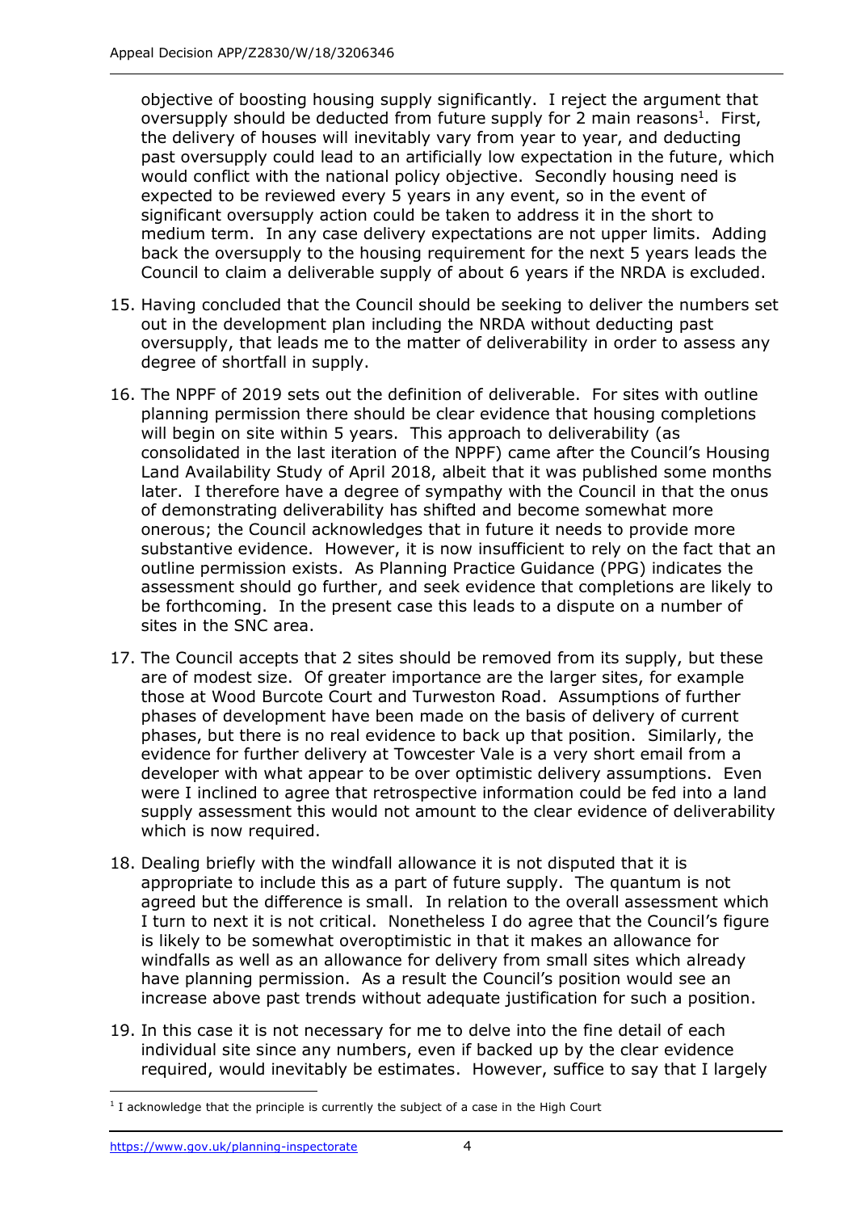objective of boosting housing supply significantly. I reject the argument that oversupply should be deducted from future supply for 2 main reasons[1]. First, the delivery of houses will inevitably vary from year to year, and deducting past oversupply could lead to an artificially low expectation in the future, which would conflict with the national policy objective. Secondly housing need is expected to be reviewed every 5 years in any event, so in the event of significant oversupply action could be taken to address it in the short to medium term. In any case delivery expectations are not upper limits. Adding back the oversupply to the housing requirement for the next 5 years leads the Council to claim a deliverable supply of about 6 years if the NRDA is excluded.

15. Having concluded that the Council should be seeking to deliver the numbers set out in the development plan including the NRDA without deducting past oversupply, that leads me to the matter of deliverability in order to assess any degree of shortfall in supply.

16. The NPPF of 2019 sets out the definition of deliverable. For sites with outline planning permission there should be clear evidence that housing completions will begin on site within 5 years. This approach to deliverability (as consolidated in the last iteration of the NPPF) came after the Council's Housing Land Availability Study of April 2018, albeit that it was published some months later. I therefore have a degree of sympathy with the Council in that the onus of demonstrating deliverability has shifted and become somewhat more onerous; the Council acknowledges that in future it needs to provide more substantive evidence. However, it is now insufficient to rely on the fact that an outline permission exists. As Planning Practice Guidance (PPG) indicates the assessment should go further, and seek evidence that completions are likely to be forthcoming. In the present case this leads to a dispute on a number of sites in the SNC area.

17. The Council accepts that 2 sites should be removed from its supply, but these are of modest size. Of greater importance are the larger sites, for example those at Wood Burcote Court and Turweston Road. Assumptions of further phases of development have been made on the basis of delivery of current phases, but there is no real evidence to back up that position. Similarly, the evidence for further delivery at Towcester Vale is a very short email from a developer with what appear to be over optimistic delivery assumptions. Even were I inclined to agree that retrospective information could be fed into a land supply assessment this would not amount to the clear evidence of deliverability which is now required.

18. Dealing briefly with the windfall allowance it is not disputed that it is appropriate to include this as a part of future supply. The quantum is not agreed but the difference is small. In relation to the overall assessment which I turn to next it is not critical. Nonetheless I do agree that the Council's figure is likely to be somewhat overoptimistic in that it makes an allowance for windfalls as well as an allowance for delivery from small sites which already have planning permission. As a result the Council's position would see an increase above past trends without adequate justification for such a position.

19. In this case it is not necessary for me to delve into the fine detail of each individual site since any numbers, even if backed up by the clear evidence required, would inevitably be estimates. However, suffice to say that I largely

[1] I acknowledge that the principle is currently the subject of a case in the High Court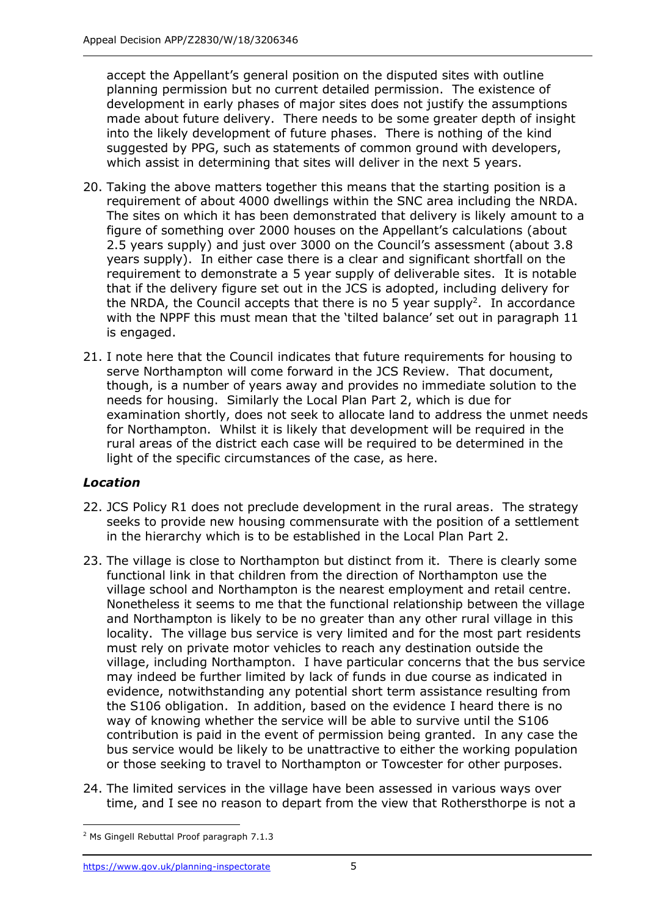accept the Appellant's general position on the disputed sites with outline planning permission but no current detailed permission. The existence of development in early phases of major sites does not justify the assumptions made about future delivery. There needs to be some greater depth of insight into the likely development of future phases. There is nothing of the kind suggested by PPG, such as statements of common ground with developers, which assist in determining that sites will deliver in the next 5 years.

20. Taking the above matters together this means that the starting position is a requirement of about 4000 dwellings within the SNC area including the NRDA. The sites on which it has been demonstrated that delivery is likely amount to a figure of something over 2000 houses on the Appellant's calculations (about 2.5 years supply) and just over 3000 on the Council's assessment (about 3.8 years supply). In either case there is a clear and significant shortfall on the requirement to demonstrate a 5 year supply of deliverable sites. It is notable that if the delivery figure set out in the JCS is adopted, including delivery for the NRDA, the Council accepts that there is no 5 year supply[2]. In accordance with the NPPF this must mean that the 'tilted balance' set out in paragraph 11 is engaged.

21. I note here that the Council indicates that future requirements for housing to serve Northampton will come forward in the JCS Review. That document, though, is a number of years away and provides no immediate solution to the needs for housing. Similarly the Local Plan Part 2, which is due for examination shortly, does not seek to allocate land to address the unmet needs for Northampton. Whilst it is likely that development will be required in the rural areas of the district each case will be required to be determined in the light of the specific circumstances of the case, as here.

### *Location*

22. JCS Policy R1 does not preclude development in the rural areas. The strategy seeks to provide new housing commensurate with the position of a settlement in the hierarchy which is to be established in the Local Plan Part 2.

23. The village is close to Northampton but distinct from it. There is clearly some functional link in that children from the direction of Northampton use the village school and Northampton is the nearest employment and retail centre. Nonetheless it seems to me that the functional relationship between the village and Northampton is likely to be no greater than any other rural village in this locality. The village bus service is very limited and for the most part residents must rely on private motor vehicles to reach any destination outside the village, including Northampton. I have particular concerns that the bus service may indeed be further limited by lack of funds in due course as indicated in evidence, notwithstanding any potential short term assistance resulting from the S106 obligation. In addition, based on the evidence I heard there is no way of knowing whether the service will be able to survive until the S106 contribution is paid in the event of permission being granted. In any case the bus service would be likely to be unattractive to either the working population or those seeking to travel to Northampton or Towcester for other purposes.

24. The limited services in the village have been assessed in various ways over time, and I see no reason to depart from the view that Rothersthorpe is not a

[2] Ms Gingell Rebuttal Proof paragraph 7.1.3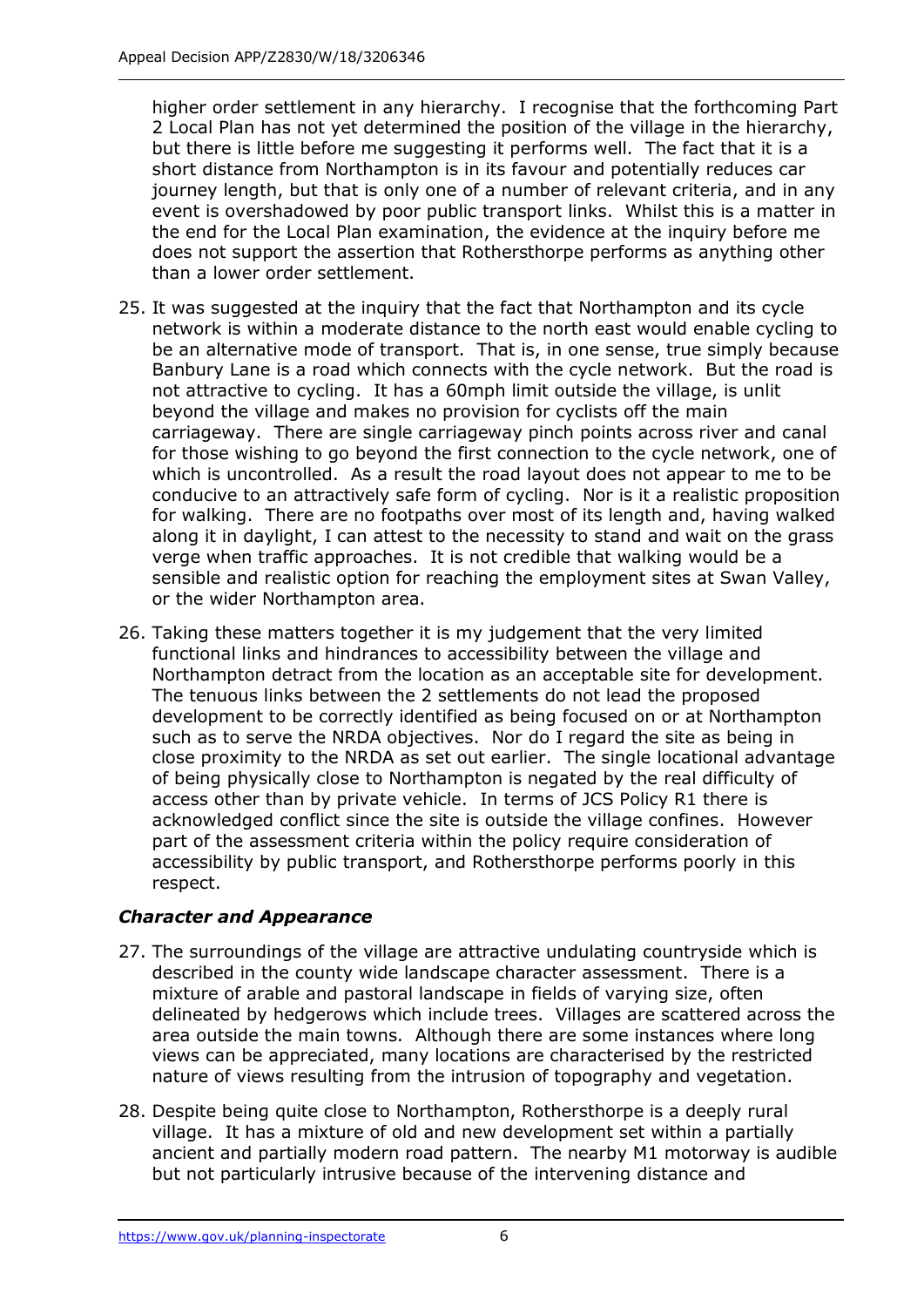higher order settlement in any hierarchy. I recognise that the forthcoming Part 2 Local Plan has not yet determined the position of the village in the hierarchy, but there is little before me suggesting it performs well. The fact that it is a short distance from Northampton is in its favour and potentially reduces car journey length, but that is only one of a number of relevant criteria, and in any event is overshadowed by poor public transport links. Whilst this is a matter in the end for the Local Plan examination, the evidence at the inquiry before me does not support the assertion that Rothersthorpe performs as anything other than a lower order settlement.

25. It was suggested at the inquiry that the fact that Northampton and its cycle network is within a moderate distance to the north east would enable cycling to be an alternative mode of transport. That is, in one sense, true simply because Banbury Lane is a road which connects with the cycle network. But the road is not attractive to cycling. It has a 60mph limit outside the village, is unlit beyond the village and makes no provision for cyclists off the main carriageway. There are single carriageway pinch points across river and canal for those wishing to go beyond the first connection to the cycle network, one of which is uncontrolled. As a result the road layout does not appear to me to be conducive to an attractively safe form of cycling. Nor is it a realistic proposition for walking. There are no footpaths over most of its length and, having walked along it in daylight, I can attest to the necessity to stand and wait on the grass verge when traffic approaches. It is not credible that walking would be a sensible and realistic option for reaching the employment sites at Swan Valley, or the wider Northampton area.

26. Taking these matters together it is my judgement that the very limited functional links and hindrances to accessibility between the village and Northampton detract from the location as an acceptable site for development. The tenuous links between the 2 settlements do not lead the proposed development to be correctly identified as being focused on or at Northampton such as to serve the NRDA objectives. Nor do I regard the site as being in close proximity to the NRDA as set out earlier. The single locational advantage of being physically close to Northampton is negated by the real difficulty of access other than by private vehicle. In terms of JCS Policy R1 there is acknowledged conflict since the site is outside the village confines. However part of the assessment criteria within the policy require consideration of accessibility by public transport, and Rothersthorpe performs poorly in this respect.

### *Character and Appearance*

27. The surroundings of the village are attractive undulating countryside which is described in the county wide landscape character assessment. There is a mixture of arable and pastoral landscape in fields of varying size, often delineated by hedgerows which include trees. Villages are scattered across the area outside the main towns. Although there are some instances where long views can be appreciated, many locations are characterised by the restricted nature of views resulting from the intrusion of topography and vegetation.

28. Despite being quite close to Northampton, Rothersthorpe is a deeply rural village. It has a mixture of old and new development set within a partially ancient and partially modern road pattern. The nearby M1 motorway is audible but not particularly intrusive because of the intervening distance and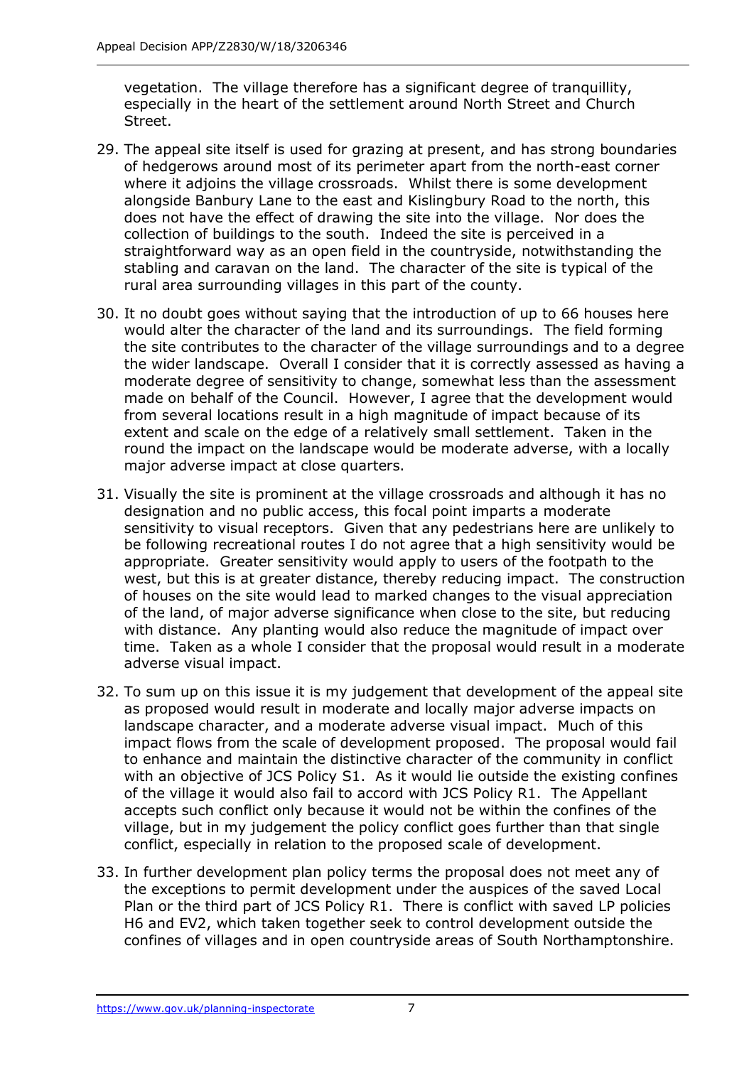vegetation. The village therefore has a significant degree of tranquillity, especially in the heart of the settlement around North Street and Church Street.

29. The appeal site itself is used for grazing at present, and has strong boundaries of hedgerows around most of its perimeter apart from the north-east corner where it adjoins the village crossroads. Whilst there is some development alongside Banbury Lane to the east and Kislingbury Road to the north, this does not have the effect of drawing the site into the village. Nor does the collection of buildings to the south. Indeed the site is perceived in a straightforward way as an open field in the countryside, notwithstanding the stabling and caravan on the land. The character of the site is typical of the rural area surrounding villages in this part of the county.

30. It no doubt goes without saying that the introduction of up to 66 houses here would alter the character of the land and its surroundings. The field forming the site contributes to the character of the village surroundings and to a degree the wider landscape. Overall I consider that it is correctly assessed as having a moderate degree of sensitivity to change, somewhat less than the assessment made on behalf of the Council. However, I agree that the development would from several locations result in a high magnitude of impact because of its extent and scale on the edge of a relatively small settlement. Taken in the round the impact on the landscape would be moderate adverse, with a locally major adverse impact at close quarters.

31. Visually the site is prominent at the village crossroads and although it has no designation and no public access, this focal point imparts a moderate sensitivity to visual receptors. Given that any pedestrians here are unlikely to be following recreational routes I do not agree that a high sensitivity would be appropriate. Greater sensitivity would apply to users of the footpath to the west, but this is at greater distance, thereby reducing impact. The construction of houses on the site would lead to marked changes to the visual appreciation of the land, of major adverse significance when close to the site, but reducing with distance. Any planting would also reduce the magnitude of impact over time. Taken as a whole I consider that the proposal would result in a moderate adverse visual impact.

32. To sum up on this issue it is my judgement that development of the appeal site as proposed would result in moderate and locally major adverse impacts on landscape character, and a moderate adverse visual impact. Much of this impact flows from the scale of development proposed. The proposal would fail to enhance and maintain the distinctive character of the community in conflict with an objective of JCS Policy S1. As it would lie outside the existing confines of the village it would also fail to accord with JCS Policy R1. The Appellant accepts such conflict only because it would not be within the confines of the village, but in my judgement the policy conflict goes further than that single conflict, especially in relation to the proposed scale of development.

33. In further development plan policy terms the proposal does not meet any of the exceptions to permit development under the auspices of the saved Local Plan or the third part of JCS Policy R1. There is conflict with saved LP policies H6 and EV2, which taken together seek to control development outside the confines of villages and in open countryside areas of South Northamptonshire.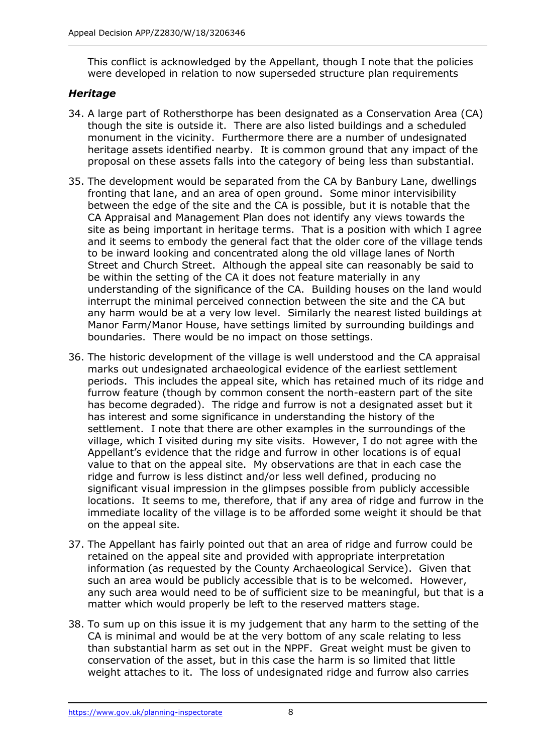This conflict is acknowledged by the Appellant, though I note that the policies were developed in relation to now superseded structure plan requirements

### *Heritage*

34. A large part of Rothersthorpe has been designated as a Conservation Area (CA) though the site is outside it. There are also listed buildings and a scheduled monument in the vicinity. Furthermore there are a number of undesignated heritage assets identified nearby. It is common ground that any impact of the proposal on these assets falls into the category of being less than substantial.

35. The development would be separated from the CA by Banbury Lane, dwellings fronting that lane, and an area of open ground. Some minor intervisibility between the edge of the site and the CA is possible, but it is notable that the CA Appraisal and Management Plan does not identify any views towards the site as being important in heritage terms. That is a position with which I agree and it seems to embody the general fact that the older core of the village tends to be inward looking and concentrated along the old village lanes of North Street and Church Street. Although the appeal site can reasonably be said to be within the setting of the CA it does not feature materially in any understanding of the significance of the CA. Building houses on the land would interrupt the minimal perceived connection between the site and the CA but any harm would be at a very low level. Similarly the nearest listed buildings at Manor Farm/Manor House, have settings limited by surrounding buildings and boundaries. There would be no impact on those settings.

36. The historic development of the village is well understood and the CA appraisal marks out undesignated archaeological evidence of the earliest settlement periods. This includes the appeal site, which has retained much of its ridge and furrow feature (though by common consent the north-eastern part of the site has become degraded). The ridge and furrow is not a designated asset but it has interest and some significance in understanding the history of the settlement. I note that there are other examples in the surroundings of the village, which I visited during my site visits. However, I do not agree with the Appellant's evidence that the ridge and furrow in other locations is of equal value to that on the appeal site. My observations are that in each case the ridge and furrow is less distinct and/or less well defined, producing no significant visual impression in the glimpses possible from publicly accessible locations. It seems to me, therefore, that if any area of ridge and furrow in the immediate locality of the village is to be afforded some weight it should be that on the appeal site.

37. The Appellant has fairly pointed out that an area of ridge and furrow could be retained on the appeal site and provided with appropriate interpretation information (as requested by the County Archaeological Service). Given that such an area would be publicly accessible that is to be welcomed. However, any such area would need to be of sufficient size to be meaningful, but that is a matter which would properly be left to the reserved matters stage.

38. To sum up on this issue it is my judgement that any harm to the setting of the CA is minimal and would be at the very bottom of any scale relating to less than substantial harm as set out in the NPPF. Great weight must be given to conservation of the asset, but in this case the harm is so limited that little weight attaches to it. The loss of undesignated ridge and furrow also carries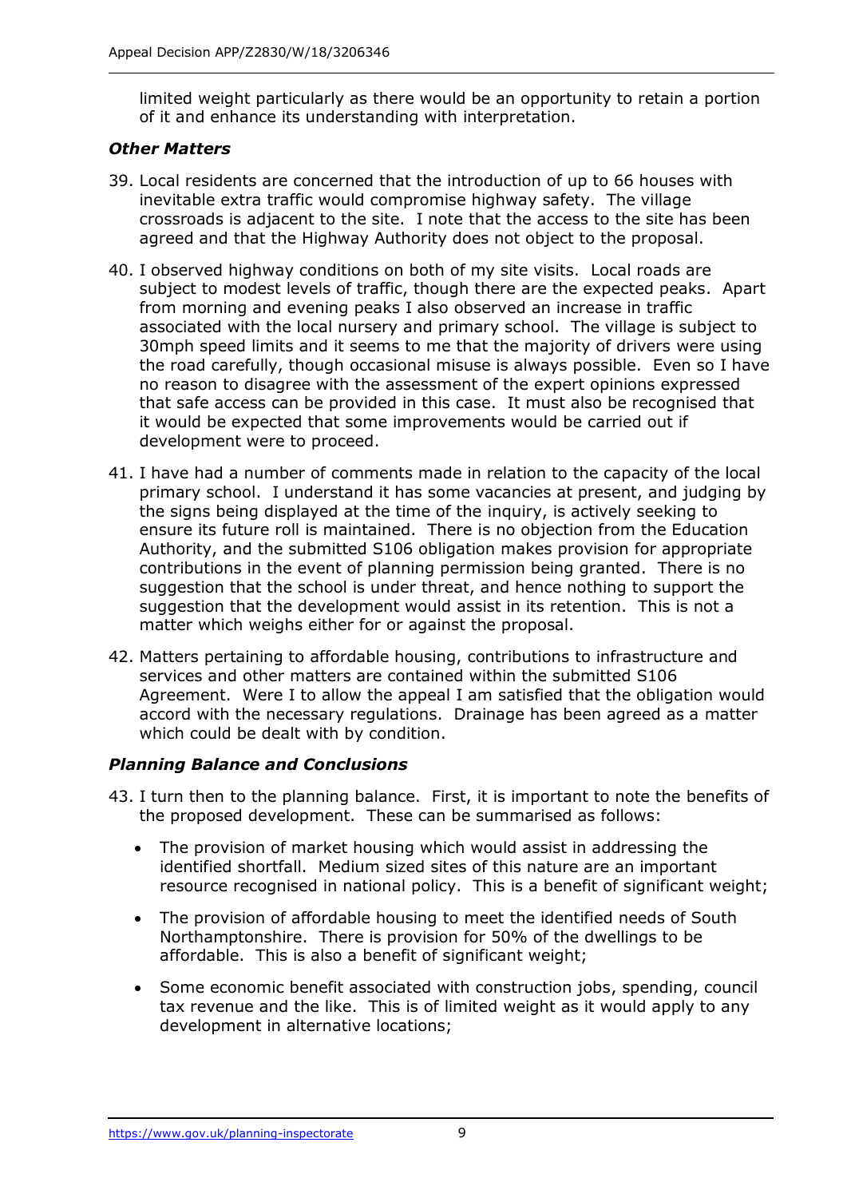limited weight particularly as there would be an opportunity to retain a portion of it and enhance its understanding with interpretation.

***Other Matters***

39. Local residents are concerned that the introduction of up to 66 houses with inevitable extra traffic would compromise highway safety. The village crossroads is adjacent to the site. I note that the access to the site has been agreed and that the Highway Authority does not object to the proposal.

40. I observed highway conditions on both of my site visits. Local roads are subject to modest levels of traffic, though there are the expected peaks. Apart from morning and evening peaks I also observed an increase in traffic associated with the local nursery and primary school. The village is subject to 30mph speed limits and it seems to me that the majority of drivers were using the road carefully, though occasional misuse is always possible. Even so I have no reason to disagree with the assessment of the expert opinions expressed that safe access can be provided in this case. It must also be recognised that it would be expected that some improvements would be carried out if development were to proceed.

41. I have had a number of comments made in relation to the capacity of the local primary school. I understand it has some vacancies at present, and judging by the signs being displayed at the time of the inquiry, is actively seeking to ensure its future roll is maintained. There is no objection from the Education Authority, and the submitted S106 obligation makes provision for appropriate contributions in the event of planning permission being granted. There is no suggestion that the school is under threat, and hence nothing to support the suggestion that the development would assist in its retention. This is not a matter which weighs either for or against the proposal.

42. Matters pertaining to affordable housing, contributions to infrastructure and services and other matters are contained within the submitted S106 Agreement. Were I to allow the appeal I am satisfied that the obligation would accord with the necessary regulations. Drainage has been agreed as a matter which could be dealt with by condition.

***Planning Balance and Conclusions***

43. I turn then to the planning balance. First, it is important to note the benefits of the proposed development. These can be summarised as follows:

    - The provision of market housing which would assist in addressing the identified shortfall. Medium sized sites of this nature are an important resource recognised in national policy. This is a benefit of significant weight;
    - The provision of affordable housing to meet the identified needs of South Northamptonshire. There is provision for 50% of the dwellings to be affordable. This is also a benefit of significant weight;
    - Some economic benefit associated with construction jobs, spending, council tax revenue and the like. This is of limited weight as it would apply to any development in alternative locations;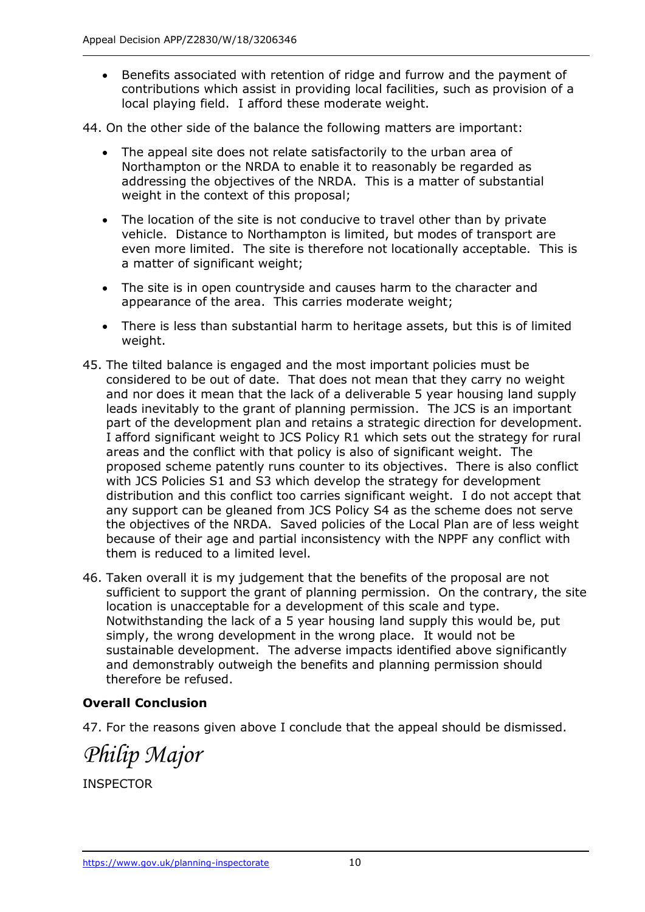- Benefits associated with retention of ridge and furrow and the payment of contributions which assist in providing local facilities, such as provision of a local playing field. I afford these moderate weight.

44. On the other side of the balance the following matters are important:

- The appeal site does not relate satisfactorily to the urban area of Northampton or the NRDA to enable it to reasonably be regarded as addressing the objectives of the NRDA. This is a matter of substantial weight in the context of this proposal;
- The location of the site is not conducive to travel other than by private vehicle. Distance to Northampton is limited, but modes of transport are even more limited. The site is therefore not locationally acceptable. This is a matter of significant weight;
- The site is in open countryside and causes harm to the character and appearance of the area. This carries moderate weight;
- There is less than substantial harm to heritage assets, but this is of limited weight.

45. The tilted balance is engaged and the most important policies must be considered to be out of date. That does not mean that they carry no weight and nor does it mean that the lack of a deliverable 5 year housing land supply leads inevitably to the grant of planning permission. The JCS is an important part of the development plan and retains a strategic direction for development. I afford significant weight to JCS Policy R1 which sets out the strategy for rural areas and the conflict with that policy is also of significant weight. The proposed scheme patently runs counter to its objectives. There is also conflict with JCS Policies S1 and S3 which develop the strategy for development distribution and this conflict too carries significant weight. I do not accept that any support can be gleaned from JCS Policy S4 as the scheme does not serve the objectives of the NRDA. Saved policies of the Local Plan are of less weight because of their age and partial inconsistency with the NPPF any conflict with them is reduced to a limited level.

46. Taken overall it is my judgement that the benefits of the proposal are not sufficient to support the grant of planning permission. On the contrary, the site location is unacceptable for a development of this scale and type. Notwithstanding the lack of a 5 year housing land supply this would be, put simply, the wrong development in the wrong place. It would not be sustainable development. The adverse impacts identified above significantly and demonstrably outweigh the benefits and planning permission should therefore be refused.

**Overall Conclusion**

47. For the reasons given above I conclude that the appeal should be dismissed.

*Philip Major*

INSPECTOR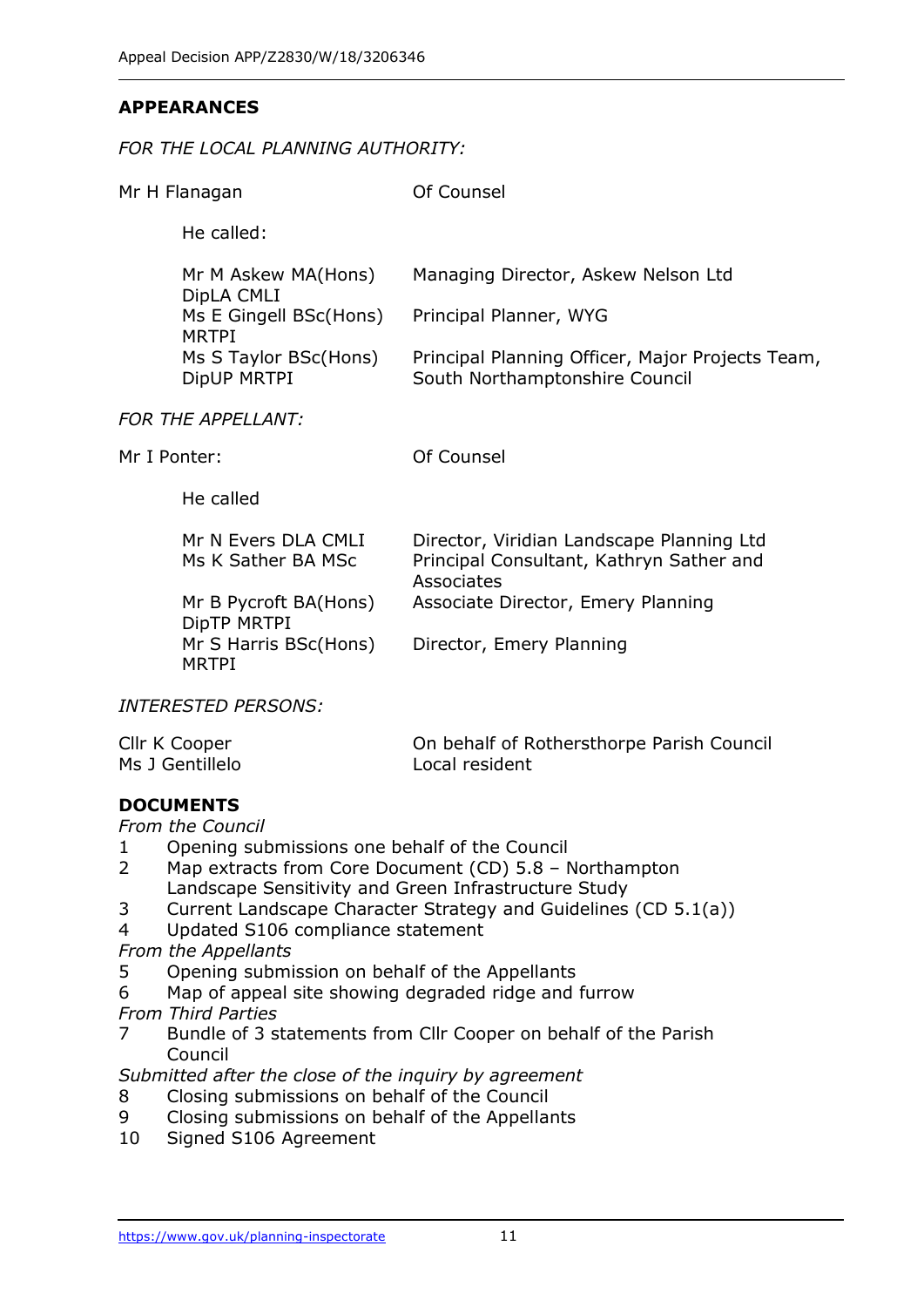## APPEARANCES

*FOR THE LOCAL PLANNING AUTHORITY:*

| | |
|---|---|
| Mr H Flanagan | Of Counsel |

He called:

| | |
|---|---|
| Mr M Askew MA(Hons) DipLA CMLI | Managing Director, Askew Nelson Ltd |
| Ms E Gingell BSc(Hons) MRTPI | Principal Planner, WYG |
| Ms S Taylor BSc(Hons) DipUP MRTPI | Principal Planning Officer, Major Projects Team, South Northamptonshire Council |

*FOR THE APPELLANT:*

| | |
|---|---|
| Mr I Ponter: | Of Counsel |

He called

| | |
|---|---|
| Mr N Evers DLA CMLI | Director, Viridian Landscape Planning Ltd |
| Ms K Sather BA MSc | Principal Consultant, Kathryn Sather and Associates |
| Mr B Pycroft BA(Hons) DipTP MRTPI | Associate Director, Emery Planning |
| Mr S Harris BSc(Hons) MRTPI | Director, Emery Planning |

*INTERESTED PERSONS:*

| | |
|---|---|
| Cllr K Cooper | On behalf of Rothersthorpe Parish Council |
| Ms J Gentillelo | Local resident |

## DOCUMENTS

*From the Council*

1. Opening submissions one behalf of the Council
2. Map extracts from Core Document (CD) 5.8 – Northampton Landscape Sensitivity and Green Infrastructure Study
3. Current Landscape Character Strategy and Guidelines (CD 5.1(a))
4. Updated S106 compliance statement

*From the Appellants*

5. Opening submission on behalf of the Appellants
6. Map of appeal site showing degraded ridge and furrow

*From Third Parties*

7. Bundle of 3 statements from Cllr Cooper on behalf of the Parish Council

*Submitted after the close of the inquiry by agreement*

8. Closing submissions on behalf of the Council
9. Closing submissions on behalf of the Appellants
10. Signed S106 Agreement